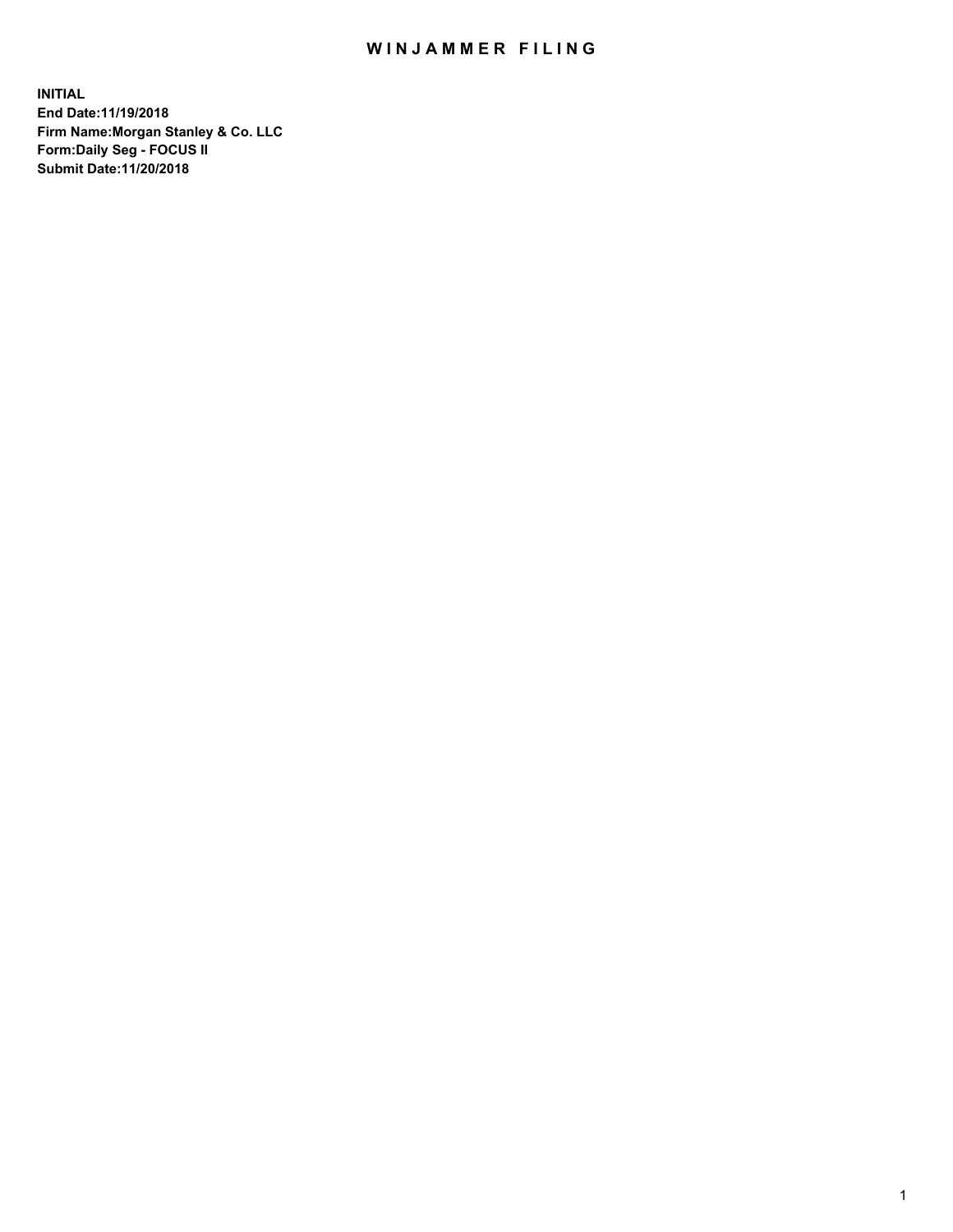# WINJAMMER FILING

**INITIAL**
**End Date:11/19/2018**
**Firm Name:Morgan Stanley & Co. LLC**
**Form:Daily Seg - FOCUS II**
**Submit Date:11/20/2018**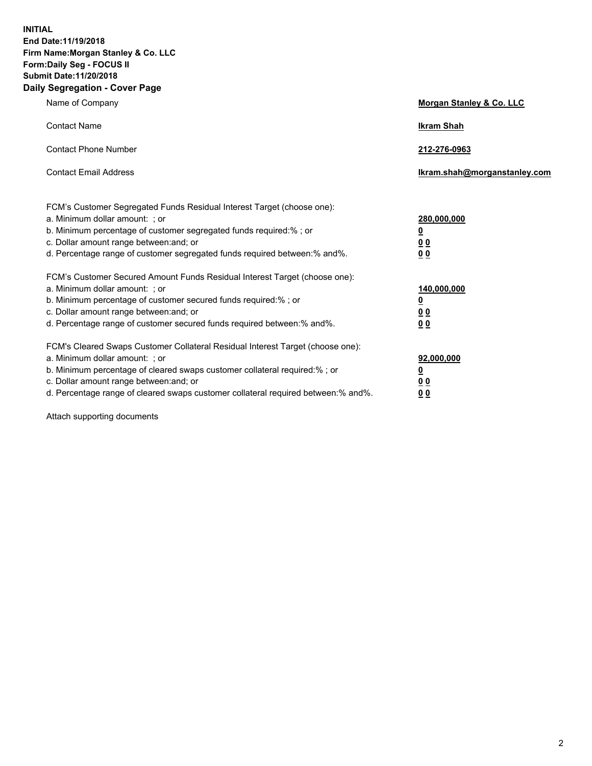**INITIAL**
**End Date:11/19/2018**
**Firm Name:Morgan Stanley & Co. LLC**
**Form:Daily Seg - FOCUS II**
**Submit Date:11/20/2018**

## Daily Segregation - Cover Page

| | |
|---|---|
| Name of Company | **Morgan Stanley & Co. LLC** |
| Contact Name | **Ikram Shah** |
| Contact Phone Number | **212-276-0963** |
| Contact Email Address | **Ikram.shah@morganstanley.com** |

| | |
|---|---|
| FCM's Customer Segregated Funds Residual Interest Target (choose one): | |
| a. Minimum dollar amount: ; or | **280,000,000** |
| b. Minimum percentage of customer segregated funds required:% ; or | **0** |
| c. Dollar amount range between:and; or | **0 0** |
| d. Percentage range of customer segregated funds required between:% and%. | **0 0** |
| FCM's Customer Secured Amount Funds Residual Interest Target (choose one): | |
| a. Minimum dollar amount: ; or | **140,000,000** |
| b. Minimum percentage of customer secured funds required:% ; or | **0** |
| c. Dollar amount range between:and; or | **0 0** |
| d. Percentage range of customer secured funds required between:% and%. | **0 0** |
| FCM's Cleared Swaps Customer Collateral Residual Interest Target (choose one): | |
| a. Minimum dollar amount: ; or | **92,000,000** |
| b. Minimum percentage of cleared swaps customer collateral required:% ; or | **0** |
| c. Dollar amount range between:and; or | **0 0** |
| d. Percentage range of cleared swaps customer collateral required between:% and%. | **0 0** |

Attach supporting documents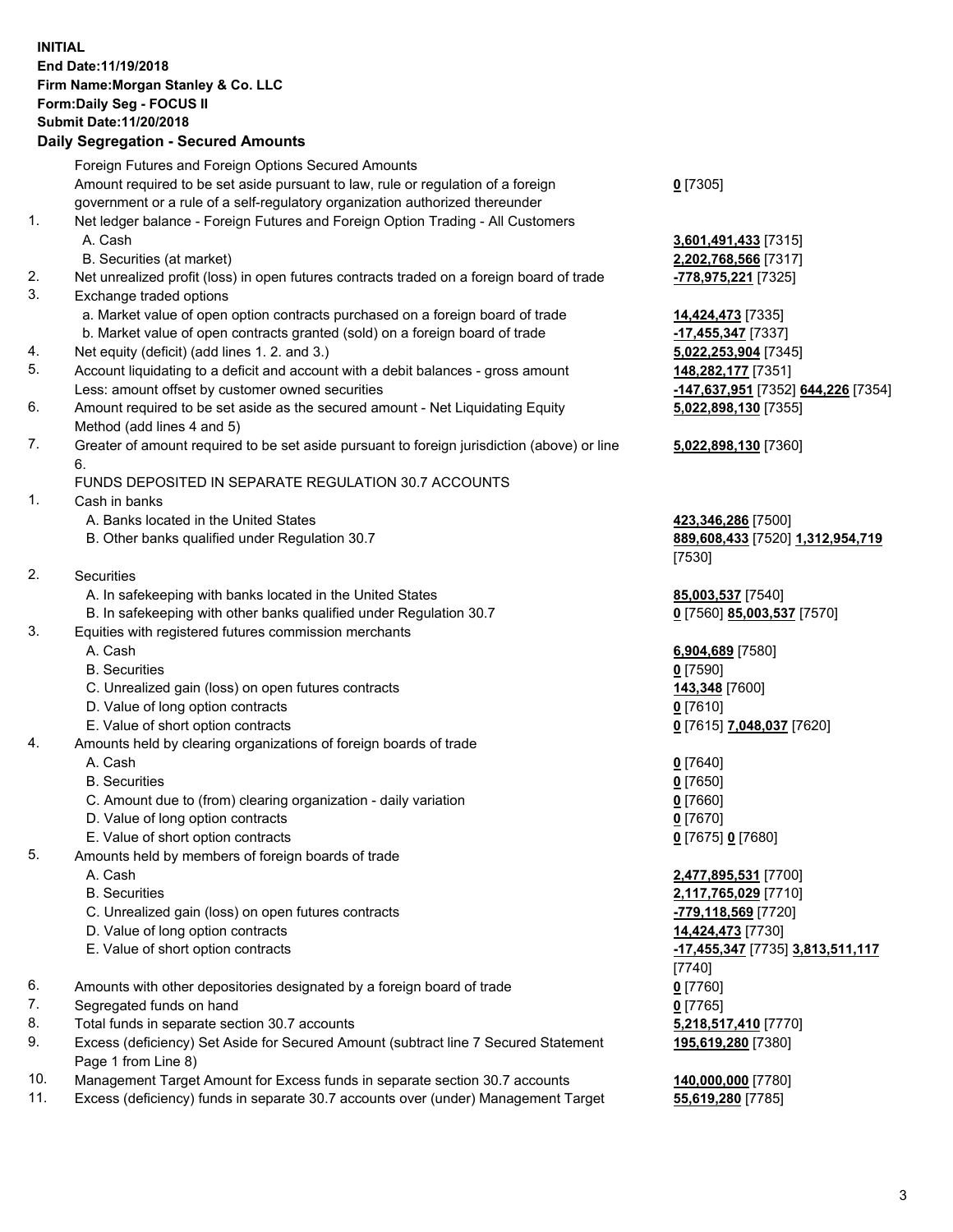**INITIAL**
**End Date:11/19/2018**
**Firm Name:Morgan Stanley & Co. LLC**
**Form:Daily Seg - FOCUS II**
**Submit Date:11/20/2018**

## Daily Segregation - Secured Amounts

| | | |
|---|---|---|
| | Foreign Futures and Foreign Options Secured Amounts | |
| | Amount required to be set aside pursuant to law, rule or regulation of a foreign government or a rule of a self-regulatory organization authorized thereunder | **0** [7305] |
| 1. | Net ledger balance - Foreign Futures and Foreign Option Trading - All Customers | |
| | A. Cash | **3,601,491,433** [7315] |
| | B. Securities (at market) | **2,202,768,566** [7317] |
| 2. | Net unrealized profit (loss) in open futures contracts traded on a foreign board of trade | **-778,975,221** [7325] |
| 3. | Exchange traded options | |
| | a. Market value of open option contracts purchased on a foreign board of trade | **14,424,473** [7335] |
| | b. Market value of open contracts granted (sold) on a foreign board of trade | **-17,455,347** [7337] |
| 4. | Net equity (deficit) (add lines 1. 2. and 3.) | **5,022,253,904** [7345] |
| 5. | Account liquidating to a deficit and account with a debit balances - gross amount | **148,282,177** [7351] |
| | Less: amount offset by customer owned securities | **-147,637,951** [7352] **644,226** [7354] |
| 6. | Amount required to be set aside as the secured amount - Net Liquidating Equity Method (add lines 4 and 5) | **5,022,898,130** [7355] |
| 7. | Greater of amount required to be set aside pursuant to foreign jurisdiction (above) or line 6. | **5,022,898,130** [7360] |
| | FUNDS DEPOSITED IN SEPARATE REGULATION 30.7 ACCOUNTS | |
| 1. | Cash in banks | |
| | A. Banks located in the United States | **423,346,286** [7500] |
| | B. Other banks qualified under Regulation 30.7 | **889,608,433** [7520] **1,312,954,719** [7530] |
| 2. | Securities | |
| | A. In safekeeping with banks located in the United States | **85,003,537** [7540] |
| | B. In safekeeping with other banks qualified under Regulation 30.7 | **0** [7560] **85,003,537** [7570] |
| 3. | Equities with registered futures commission merchants | |
| | A. Cash | **6,904,689** [7580] |
| | B. Securities | **0** [7590] |
| | C. Unrealized gain (loss) on open futures contracts | **143,348** [7600] |
| | D. Value of long option contracts | **0** [7610] |
| | E. Value of short option contracts | **0** [7615] **7,048,037** [7620] |
| 4. | Amounts held by clearing organizations of foreign boards of trade | |
| | A. Cash | **0** [7640] |
| | B. Securities | **0** [7650] |
| | C. Amount due to (from) clearing organization - daily variation | **0** [7660] |
| | D. Value of long option contracts | **0** [7670] |
| | E. Value of short option contracts | **0** [7675] **0** [7680] |
| 5. | Amounts held by members of foreign boards of trade | |
| | A. Cash | **2,477,895,531** [7700] |
| | B. Securities | **2,117,765,029** [7710] |
| | C. Unrealized gain (loss) on open futures contracts | **-779,118,569** [7720] |
| | D. Value of long option contracts | **14,424,473** [7730] |
| | E. Value of short option contracts | **-17,455,347** [7735] **3,813,511,117** [7740] |
| 6. | Amounts with other depositories designated by a foreign board of trade | **0** [7760] |
| 7. | Segregated funds on hand | **0** [7765] |
| 8. | Total funds in separate section 30.7 accounts | **5,218,517,410** [7770] |
| 9. | Excess (deficiency) Set Aside for Secured Amount (subtract line 7 Secured Statement Page 1 from Line 8) | **195,619,280** [7380] |
| 10. | Management Target Amount for Excess funds in separate section 30.7 accounts | **140,000,000** [7780] |
| 11. | Excess (deficiency) funds in separate 30.7 accounts over (under) Management Target | **55,619,280** [7785] |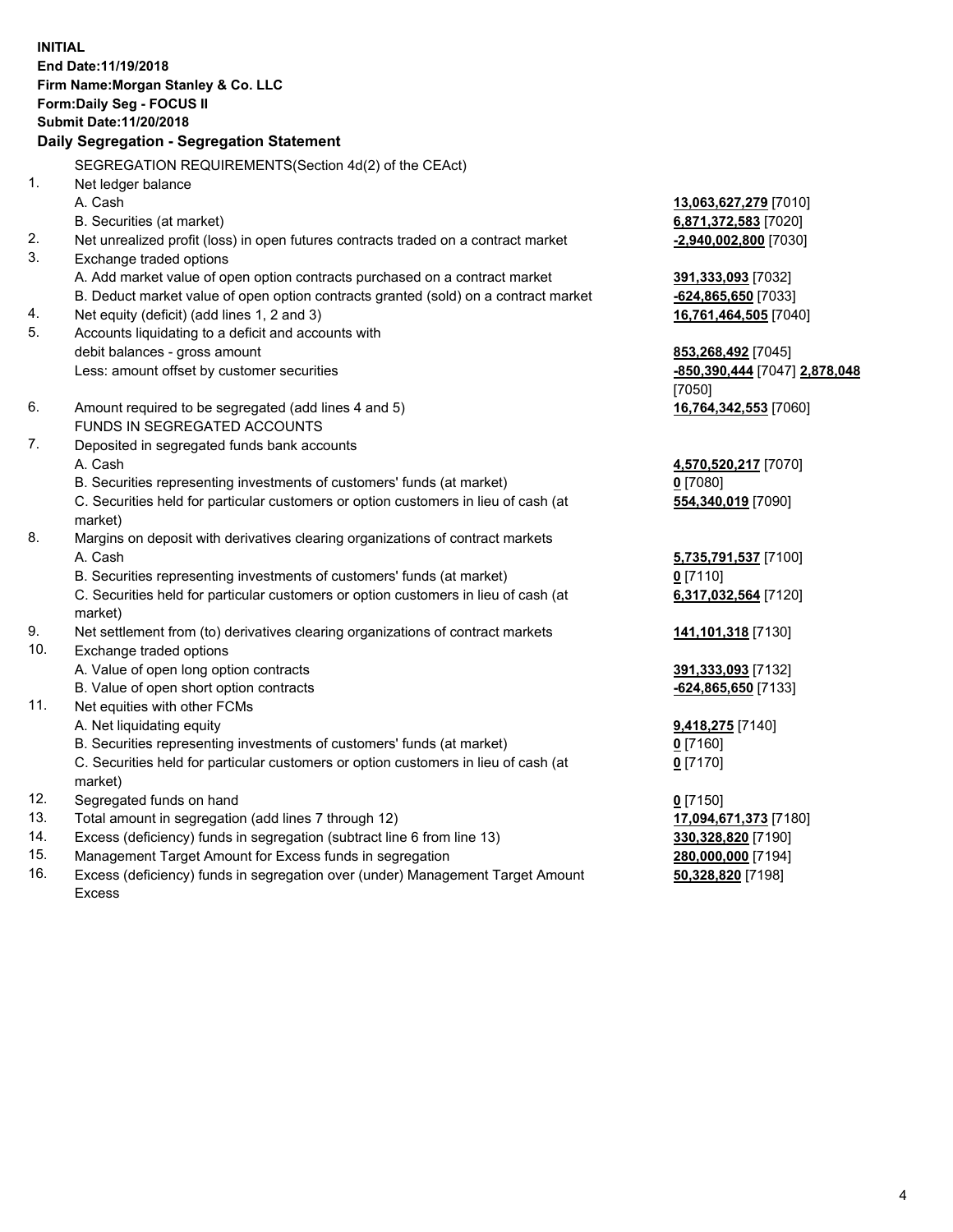**INITIAL**
**End Date:11/19/2018**
**Firm Name:Morgan Stanley & Co. LLC**
**Form:Daily Seg - FOCUS II**
**Submit Date:11/20/2018**
**Daily Segregation - Segregation Statement**

SEGREGATION REQUIREMENTS(Section 4d(2) of the CEAct)

| | | |
|---|---|---|
| 1. | Net ledger balance | |
| | A. Cash | **13,063,627,279** [7010] |
| | B. Securities (at market) | **6,871,372,583** [7020] |
| 2. | Net unrealized profit (loss) in open futures contracts traded on a contract market | **-2,940,002,800** [7030] |
| 3. | Exchange traded options | |
| | A. Add market value of open option contracts purchased on a contract market | **391,333,093** [7032] |
| | B. Deduct market value of open option contracts granted (sold) on a contract market | **-624,865,650** [7033] |
| 4. | Net equity (deficit) (add lines 1, 2 and 3) | **16,761,464,505** [7040] |
| 5. | Accounts liquidating to a deficit and accounts with debit balances - gross amount | **853,268,492** [7045] |
| | Less: amount offset by customer securities | **-850,390,444** [7047] **2,878,048** [7050] |
| 6. | Amount required to be segregated (add lines 4 and 5) | **16,764,342,553** [7060] |
| | FUNDS IN SEGREGATED ACCOUNTS | |
| 7. | Deposited in segregated funds bank accounts | |
| | A. Cash | **4,570,520,217** [7070] |
| | B. Securities representing investments of customers' funds (at market) | **0** [7080] |
| | C. Securities held for particular customers or option customers in lieu of cash (at market) | **554,340,019** [7090] |
| 8. | Margins on deposit with derivatives clearing organizations of contract markets | |
| | A. Cash | **5,735,791,537** [7100] |
| | B. Securities representing investments of customers' funds (at market) | **0** [7110] |
| | C. Securities held for particular customers or option customers in lieu of cash (at market) | **6,317,032,564** [7120] |
| 9. | Net settlement from (to) derivatives clearing organizations of contract markets | **141,101,318** [7130] |
| 10. | Exchange traded options | |
| | A. Value of open long option contracts | **391,333,093** [7132] |
| | B. Value of open short option contracts | **-624,865,650** [7133] |
| 11. | Net equities with other FCMs | |
| | A. Net liquidating equity | **9,418,275** [7140] |
| | B. Securities representing investments of customers' funds (at market) | **0** [7160] |
| | C. Securities held for particular customers or option customers in lieu of cash (at market) | **0** [7170] |
| 12. | Segregated funds on hand | **0** [7150] |
| 13. | Total amount in segregation (add lines 7 through 12) | **17,094,671,373** [7180] |
| 14. | Excess (deficiency) funds in segregation (subtract line 6 from line 13) | **330,328,820** [7190] |
| 15. | Management Target Amount for Excess funds in segregation | **280,000,000** [7194] |
| 16. | Excess (deficiency) funds in segregation over (under) Management Target Amount Excess | **50,328,820** [7198] |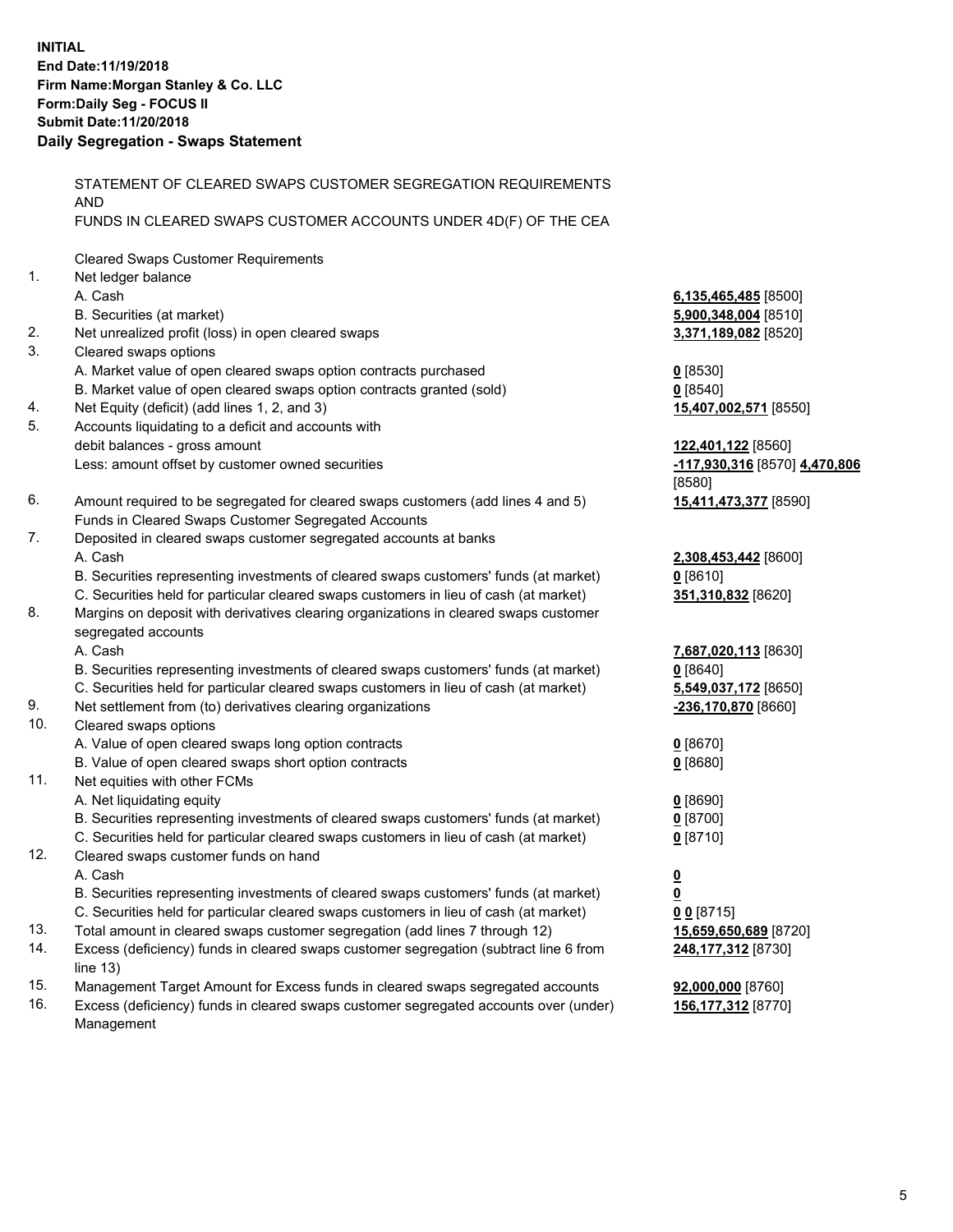**INITIAL**
**End Date:11/19/2018**
**Firm Name:Morgan Stanley & Co. LLC**
**Form:Daily Seg - FOCUS II**
**Submit Date:11/20/2018**
**Daily Segregation - Swaps Statement**

STATEMENT OF CLEARED SWAPS CUSTOMER SEGREGATION REQUIREMENTS AND FUNDS IN CLEARED SWAPS CUSTOMER ACCOUNTS UNDER 4D(F) OF THE CEA

| | | |
|---|---|---|
| | Cleared Swaps Customer Requirements | |
| 1. | Net ledger balance | |
| | A. Cash | **6,135,465,485** [8500] |
| | B. Securities (at market) | **5,900,348,004** [8510] |
| 2. | Net unrealized profit (loss) in open cleared swaps | **3,371,189,082** [8520] |
| 3. | Cleared swaps options | |
| | A. Market value of open cleared swaps option contracts purchased | **0** [8530] |
| | B. Market value of open cleared swaps option contracts granted (sold) | **0** [8540] |
| 4. | Net Equity (deficit) (add lines 1, 2, and 3) | **15,407,002,571** [8550] |
| 5. | Accounts liquidating to a deficit and accounts with debit balances - gross amount | **122,401,122** [8560] |
| | Less: amount offset by customer owned securities | **-117,930,316** [8570] **4,470,806** [8580] |
| 6. | Amount required to be segregated for cleared swaps customers (add lines 4 and 5) | **15,411,473,377** [8590] |
| | Funds in Cleared Swaps Customer Segregated Accounts | |
| 7. | Deposited in cleared swaps customer segregated accounts at banks | |
| | A. Cash | **2,308,453,442** [8600] |
| | B. Securities representing investments of cleared swaps customers' funds (at market) | **0** [8610] |
| | C. Securities held for particular cleared swaps customers in lieu of cash (at market) | **351,310,832** [8620] |
| 8. | Margins on deposit with derivatives clearing organizations in cleared swaps customer segregated accounts | |
| | A. Cash | **7,687,020,113** [8630] |
| | B. Securities representing investments of cleared swaps customers' funds (at market) | **0** [8640] |
| | C. Securities held for particular cleared swaps customers in lieu of cash (at market) | **5,549,037,172** [8650] |
| 9. | Net settlement from (to) derivatives clearing organizations | **-236,170,870** [8660] |
| 10. | Cleared swaps options | |
| | A. Value of open cleared swaps long option contracts | **0** [8670] |
| | B. Value of open cleared swaps short option contracts | **0** [8680] |
| 11. | Net equities with other FCMs | |
| | A. Net liquidating equity | **0** [8690] |
| | B. Securities representing investments of cleared swaps customers' funds (at market) | **0** [8700] |
| | C. Securities held for particular cleared swaps customers in lieu of cash (at market) | **0** [8710] |
| 12. | Cleared swaps customer funds on hand | |
| | A. Cash | **0** |
| | B. Securities representing investments of cleared swaps customers' funds (at market) | **0** |
| | C. Securities held for particular cleared swaps customers in lieu of cash (at market) | **0** **0** [8715] |
| 13. | Total amount in cleared swaps customer segregation (add lines 7 through 12) | **15,659,650,689** [8720] |
| 14. | Excess (deficiency) funds in cleared swaps customer segregation (subtract line 6 from line 13) | **248,177,312** [8730] |
| 15. | Management Target Amount for Excess funds in cleared swaps segregated accounts | **92,000,000** [8760] |
| 16. | Excess (deficiency) funds in cleared swaps customer segregated accounts over (under) Management | **156,177,312** [8770] |